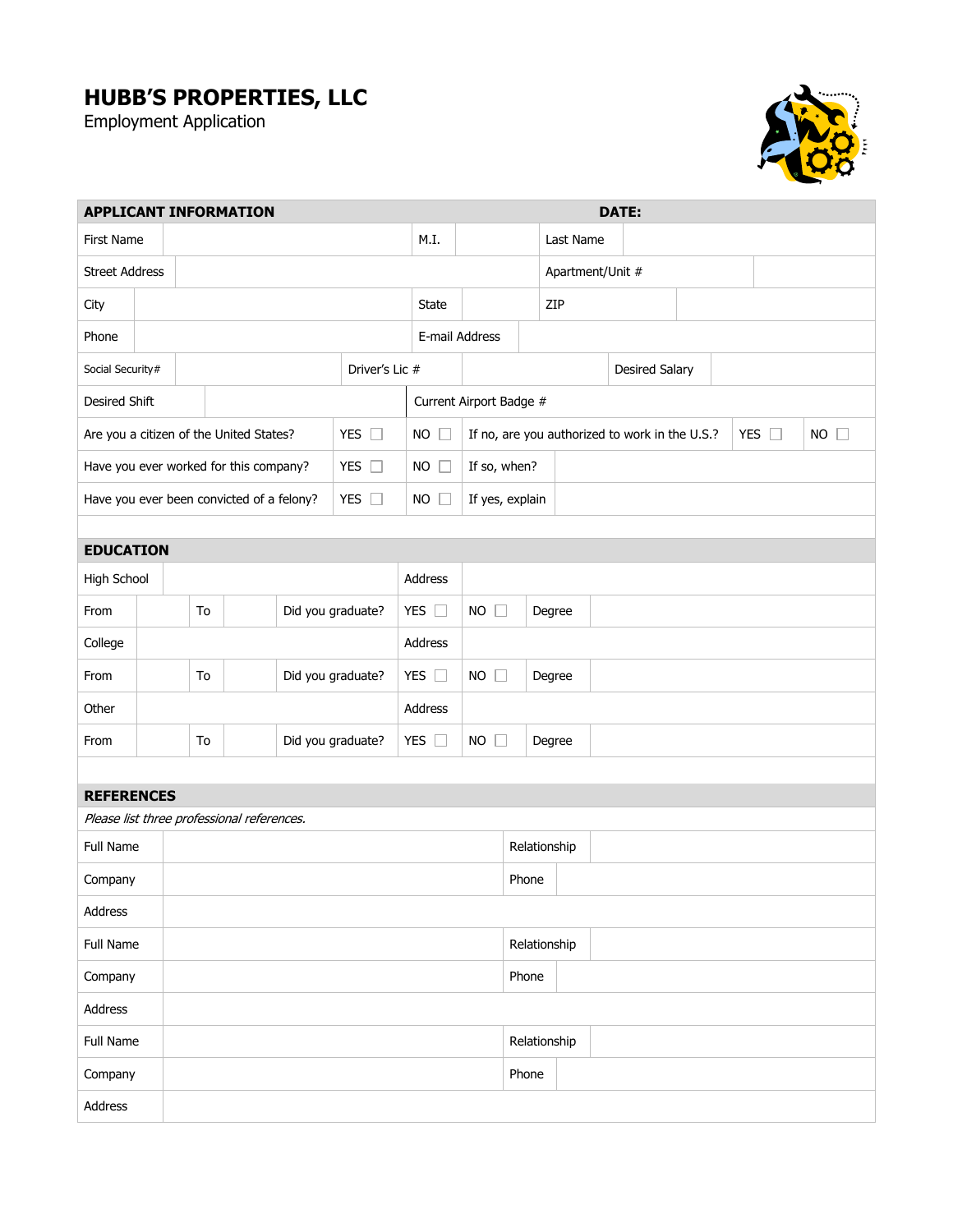# HUBB'S PROPERTIES, LLC

Employment Application

| APPLICANT INFORMATION | | | | | | DATE: | |
|---|---|---|---|---|---|---|---|
| First Name | | M.I. | | Last Name | | | |
| Street Address | | | | Apartment/Unit # | | | |
| City | | State | | ZIP | | | |
| Phone | | E-mail Address | | | | | |
| Social Security# | | Driver's Lic # | | Desired Salary | | | |
| Desired Shift | | Current Airport Badge # | | | | | |
| Are you a citizen of the United States? | YES ☐ | NO ☐ | If no, are you authorized to work in the U.S.? | YES ☐ | NO ☐ | | |
| Have you ever worked for this company? | YES ☐ | NO ☐ | If so, when? | | | | |
| Have you ever been convicted of a felony? | YES ☐ | NO ☐ | If yes, explain | | | | |

| EDUCATION | | | | | | | | |
|---|---|---|---|---|---|---|---|---|
| High School | | | | Address | | | | |
| From | | To | | Did you graduate? | YES ☐ | NO ☐ | Degree | |
| College | | | | Address | | | | |
| From | | To | | Did you graduate? | YES ☐ | NO ☐ | Degree | |
| Other | | | | Address | | | | |
| From | | To | | Did you graduate? | YES ☐ | NO ☐ | Degree | |

## REFERENCES

*Please list three professional references.*

| Field | | Field | |
|---|---|---|---|
| Full Name | | Relationship | |
| Company | | Phone | |
| Address | | | |
| Full Name | | Relationship | |
| Company | | Phone | |
| Address | | | |
| Full Name | | Relationship | |
| Company | | Phone | |
| Address | | | |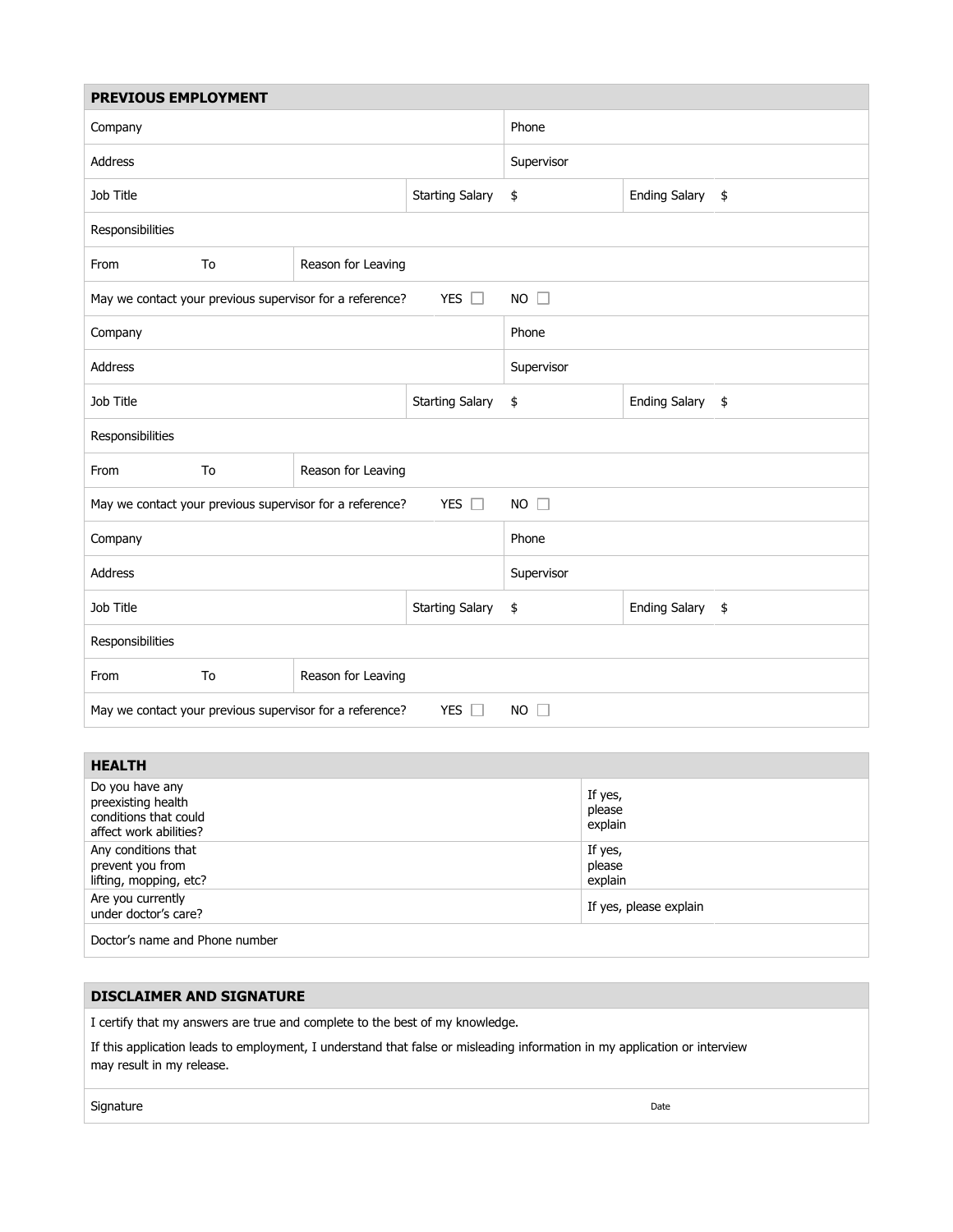## PREVIOUS EMPLOYMENT

| | | | | | |
|---|---|---|---|---|---|
| Company | | | Phone | | |
| Address | | | Supervisor | | |
| Job Title | | Starting Salary | $ | Ending Salary | $ |
| Responsibilities | | | | | |
| From | To | Reason for Leaving | | | |
| May we contact your previous supervisor for a reference? | | YES ☐ | NO ☐ | | |
| Company | | | Phone | | |
| Address | | | Supervisor | | |
| Job Title | | Starting Salary | $ | Ending Salary | $ |
| Responsibilities | | | | | |
| From | To | Reason for Leaving | | | |
| May we contact your previous supervisor for a reference? | | YES ☐ | NO ☐ | | |
| Company | | | Phone | | |
| Address | | | Supervisor | | |
| Job Title | | Starting Salary | $ | Ending Salary | $ |
| Responsibilities | | | | | |
| From | To | Reason for Leaving | | | |
| May we contact your previous supervisor for a reference? | | YES ☐ | NO ☐ | | |

## HEALTH

| | |
|---|---|
| Do you have any preexisting health conditions that could affect work abilities? | If yes, please explain |
| Any conditions that prevent you from lifting, mopping, etc? | If yes, please explain |
| Are you currently under doctor's care? | If yes, please explain |
| Doctor's name and Phone number | |

## DISCLAIMER AND SIGNATURE

I certify that my answers are true and complete to the best of my knowledge.

If this application leads to employment, I understand that false or misleading information in my application or interview may result in my release.

| | |
|---|---|
| Signature | Date |